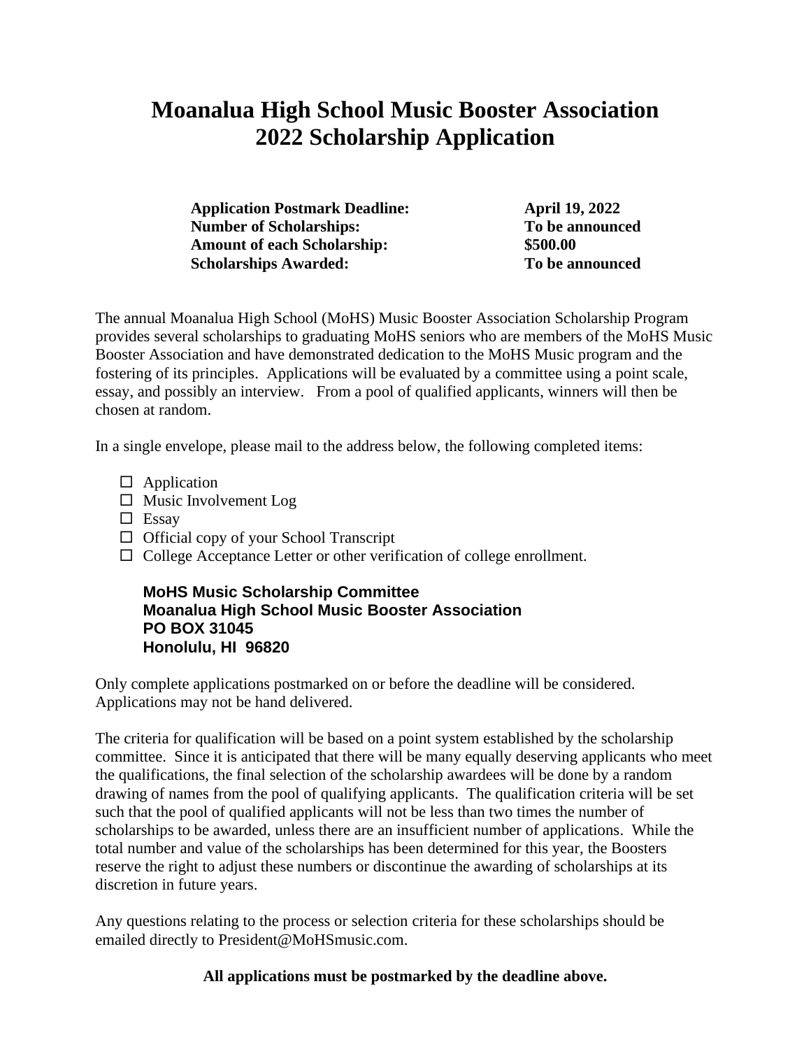# Moanalua High School Music Booster Association
# 2022 Scholarship Application

| | |
|---|---|
| **Application Postmark Deadline:** | **April 19, 2022** |
| **Number of Scholarships:** | **To be announced** |
| **Amount of each Scholarship:** | **$500.00** |
| **Scholarships Awarded:** | **To be announced** |

The annual Moanalua High School (MoHS) Music Booster Association Scholarship Program provides several scholarships to graduating MoHS seniors who are members of the MoHS Music Booster Association and have demonstrated dedication to the MoHS Music program and the fostering of its principles. Applications will be evaluated by a committee using a point scale, essay, and possibly an interview. From a pool of qualified applicants, winners will then be chosen at random.

In a single envelope, please mail to the address below, the following completed items:

- ☐ Application
- ☐ Music Involvement Log
- ☐ Essay
- ☐ Official copy of your School Transcript
- ☐ College Acceptance Letter or other verification of college enrollment.

**MoHS Music Scholarship Committee**
**Moanalua High School Music Booster Association**
**PO BOX 31045**
**Honolulu, HI 96820**

Only complete applications postmarked on or before the deadline will be considered. Applications may not be hand delivered.

The criteria for qualification will be based on a point system established by the scholarship committee. Since it is anticipated that there will be many equally deserving applicants who meet the qualifications, the final selection of the scholarship awardees will be done by a random drawing of names from the pool of qualifying applicants. The qualification criteria will be set such that the pool of qualified applicants will not be less than two times the number of scholarships to be awarded, unless there are an insufficient number of applications. While the total number and value of the scholarships has been determined for this year, the Boosters reserve the right to adjust these numbers or discontinue the awarding of scholarships at its discretion in future years.

Any questions relating to the process or selection criteria for these scholarships should be emailed directly to President@MoHSmusic.com.

**All applications must be postmarked by the deadline above.**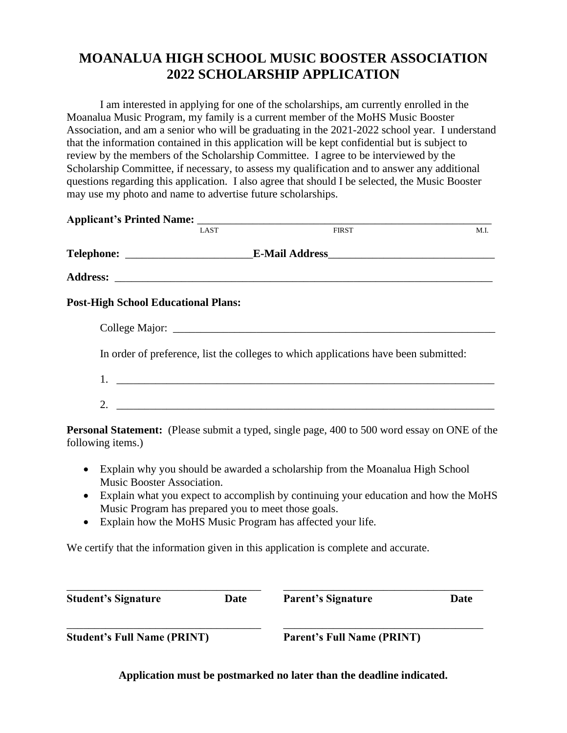# MOANALUA HIGH SCHOOL MUSIC BOOSTER ASSOCIATION
# 2022 SCHOLARSHIP APPLICATION

I am interested in applying for one of the scholarships, am currently enrolled in the Moanalua Music Program, my family is a current member of the MoHS Music Booster Association, and am a senior who will be graduating in the 2021-2022 school year. I understand that the information contained in this application will be kept confidential but is subject to review by the members of the Scholarship Committee. I agree to be interviewed by the Scholarship Committee, if necessary, to assess my qualification and to answer any additional questions regarding this application. I also agree that should I be selected, the Music Booster may use my photo and name to advertise future scholarships.

**Applicant's Printed Name:** ______________________________________________________
LAST FIRST M.I.

**Telephone:** _______________________ **E-Mail Address** ______________________________

**Address:** _______________________________________________________________________

**Post-High School Educational Plans:**

College Major: ____________________________________________________________

In order of preference, list the colleges to which applications have been submitted:

1. ________________________________________________________________________

2. ________________________________________________________________________

**Personal Statement:** (Please submit a typed, single page, 400 to 500 word essay on ONE of the following items.)

- Explain why you should be awarded a scholarship from the Moanalua High School Music Booster Association.
- Explain what you expect to accomplish by continuing your education and how the MoHS Music Program has prepared you to meet those goals.
- Explain how the MoHS Music Program has affected your life.

We certify that the information given in this application is complete and accurate.

____________________________________ ____________________________________
**Student's Signature** **Date** **Parent's Signature** **Date**

____________________________________ ____________________________________
**Student's Full Name (PRINT)** **Parent's Full Name (PRINT)**

**Application must be postmarked no later than the deadline indicated.**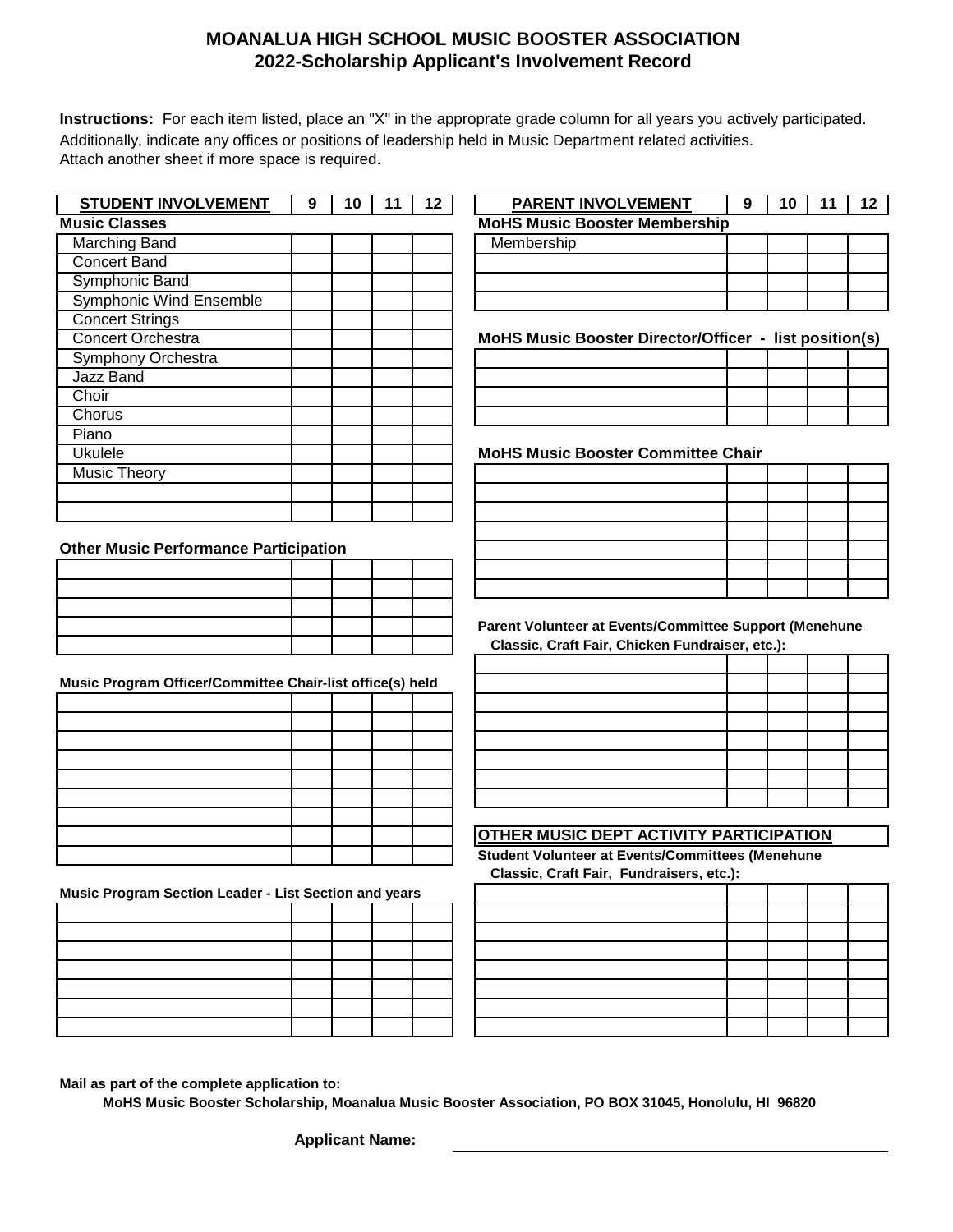# MOANALUA HIGH SCHOOL MUSIC BOOSTER ASSOCIATION
## 2022-Scholarship Applicant's Involvement Record

**Instructions:** For each item listed, place an "X" in the approprate grade column for all years you actively participated. Additionally, indicate any offices or positions of leadership held in Music Department related activities. Attach another sheet if more space is required.

| STUDENT INVOLVEMENT | 9 | 10 | 11 | 12 |
|---|---|---|---|---|
| **Music Classes** | | | | |
| Marching Band | | | | |
| Concert Band | | | | |
| Symphonic Band | | | | |
| Symphonic Wind Ensemble | | | | |
| Concert Strings | | | | |
| Concert Orchestra | | | | |
| Symphony Orchestra | | | | |
| Jazz Band | | | | |
| Choir | | | | |
| Chorus | | | | |
| Piano | | | | |
| Ukulele | | | | |
| Music Theory | | | | |
| | | | | |
| | | | | |

**Other Music Performance Participation**

| | 9 | 10 | 11 | 12 |
|---|---|---|---|---|
| | | | | |
| | | | | |
| | | | | |
| | | | | |
| | | | | |

**Music Program Officer/Committee Chair-list office(s) held**

| | 9 | 10 | 11 | 12 |
|---|---|---|---|---|
| | | | | |
| | | | | |
| | | | | |
| | | | | |
| | | | | |
| | | | | |
| | | | | |
| | | | | |
| | | | | |

**Music Program Section Leader - List Section and years**

| | 9 | 10 | 11 | 12 |
|---|---|---|---|---|
| | | | | |
| | | | | |
| | | | | |
| | | | | |
| | | | | |
| | | | | |
| | | | | |

| PARENT INVOLVEMENT | 9 | 10 | 11 | 12 |
|---|---|---|---|---|
| **MoHS Music Booster Membership** | | | | |
| Membership | | | | |
| | | | | |
| | | | | |
| | | | | |

**MoHS Music Booster Director/Officer - list position(s)**

| | 9 | 10 | 11 | 12 |
|---|---|---|---|---|
| | | | | |
| | | | | |
| | | | | |
| | | | | |

**MoHS Music Booster Committee Chair**

| | 9 | 10 | 11 | 12 |
|---|---|---|---|---|
| | | | | |
| | | | | |
| | | | | |
| | | | | |
| | | | | |
| | | | | |
| | | | | |

**Parent Volunteer at Events/Committee Support (Menehune Classic, Craft Fair, Chicken Fundraiser, etc.):**

| | 9 | 10 | 11 | 12 |
|---|---|---|---|---|
| | | | | |
| | | | | |
| | | | | |
| | | | | |
| | | | | |
| | | | | |
| | | | | |
| | | | | |

**OTHER MUSIC DEPT ACTIVITY PARTICIPATION**

**Student Volunteer at Events/Committees (Menehune Classic, Craft Fair, Fundraisers, etc.):**

| | 9 | 10 | 11 | 12 |
|---|---|---|---|---|
| | | | | |
| | | | | |
| | | | | |
| | | | | |
| | | | | |
| | | | | |
| | | | | |
| | | | | |

**Mail as part of the complete application to:**

**MoHS Music Booster Scholarship, Moanalua Music Booster Association, PO BOX 31045, Honolulu, HI 96820**

**Applicant Name:** ______________________________